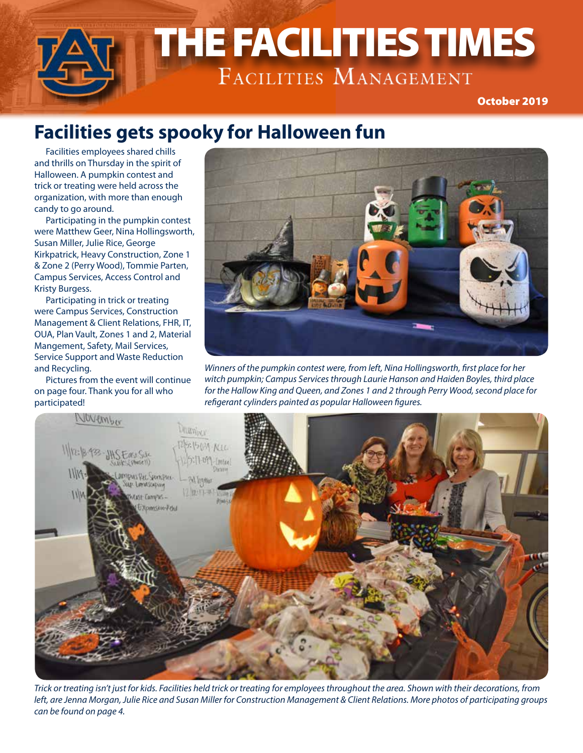# THE FACILITIES TIMES

Facilities Management

October 2019

## Facilities gets spooky for Halloween fun

Facilities employees shared chills and thrills on Thursday in the spirit of Halloween. A pumpkin contest and trick or treating were held across the organization, with more than enough candy to go around.

Participating in the pumpkin contest were Matthew Geer, Nina Hollingsworth, Susan Miller, Julie Rice, George Kirkpatrick, Heavy Construction, Zone 1 & Zone 2 (Perry Wood), Tommie Parten, Campus Services, Access Control and Kristy Burgess.

Participating in trick or treating were Campus Services, Construction Management & Client Relations, FHR, IT, OUA, Plan Vault, Zones 1 and 2, Material Mangement, Safety, Mail Services, Service Support and Waste Reduction and Recycling.

Pictures from the event will continue on page four. Thank you for all who participated!

*Winners of the pumpkin contest were, from left, Nina Hollingsworth, first place for her witch pumpkin; Campus Services through Laurie Hanson and Haiden Boyles, third place for the Hallow King and Queen, and Zones 1 and 2 through Perry Wood, second place for refigerant cylinders painted as popular Halloween figures.*

*Trick or treating isn't just for kids. Facilities held trick or treating for employees throughout the area. Shown with their decorations, from left, are Jenna Morgan, Julie Rice and Susan Miller for Construction Management & Client Relations. More photos of participating groups can be found on page 4.*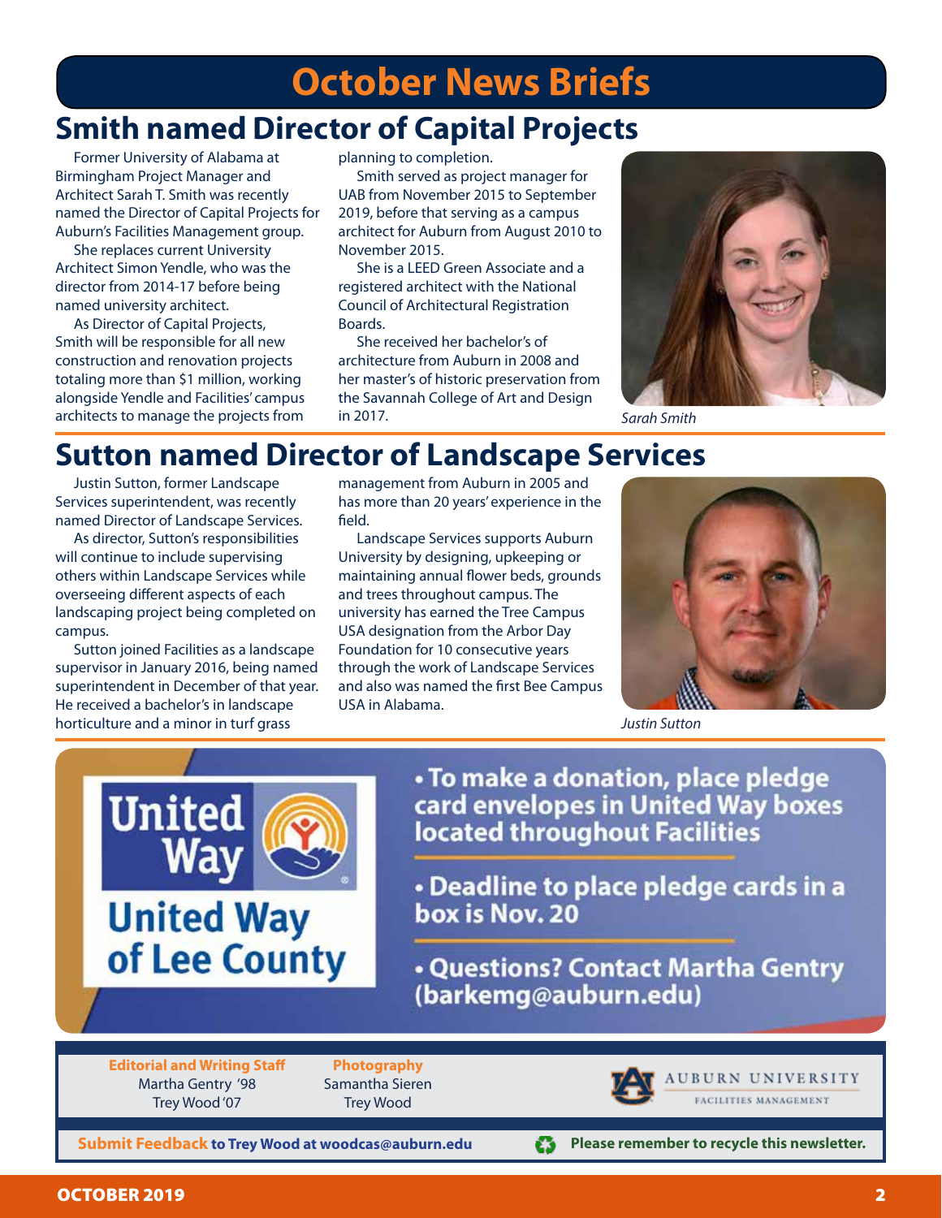# October News Briefs

## Smith named Director of Capital Projects

Former University of Alabama at Birmingham Project Manager and Architect Sarah T. Smith was recently named the Director of Capital Projects for Auburn's Facilities Management group.

She replaces current University Architect Simon Yendle, who was the director from 2014-17 before being named university architect.

As Director of Capital Projects, Smith will be responsible for all new construction and renovation projects totaling more than $1 million, working alongside Yendle and Facilities' campus architects to manage the projects from planning to completion.

Smith served as project manager for UAB from November 2015 to September 2019, before that serving as a campus architect for Auburn from August 2010 to November 2015.

She is a LEED Green Associate and a registered architect with the National Council of Architectural Registration Boards.

She received her bachelor's of architecture from Auburn in 2008 and her master's of historic preservation from the Savannah College of Art and Design in 2017.

*Sarah Smith*

## Sutton named Director of Landscape Services

Justin Sutton, former Landscape Services superintendent, was recently named Director of Landscape Services.

As director, Sutton's responsibilities will continue to include supervising others within Landscape Services while overseeing different aspects of each landscaping project being completed on campus.

Sutton joined Facilities as a landscape supervisor in January 2016, being named superintendent in December of that year. He received a bachelor's in landscape horticulture and a minor in turf grass management from Auburn in 2005 and has more than 20 years' experience in the field.

Landscape Services supports Auburn University by designing, upkeeping or maintaining annual flower beds, grounds and trees throughout campus. The university has earned the Tree Campus USA designation from the Arbor Day Foundation for 10 consecutive years through the work of Landscape Services and also was named the first Bee Campus USA in Alabama.

*Justin Sutton*

**United Way of Lee County**

- **To make a donation, place pledge card envelopes in United Way boxes located throughout Facilities**
- **Deadline to place pledge cards in a box is Nov. 20**
- **Questions? Contact Martha Gentry (barkemg@auburn.edu)**

**Editorial and Writing Staff**
Martha Gentry '98
Trey Wood '07

**Photography**
Samantha Sieren
Trey Wood

AUBURN UNIVERSITY FACILITIES MANAGEMENT

**Submit Feedback to Trey Wood at woodcas@auburn.edu**

**Please remember to recycle this newsletter.**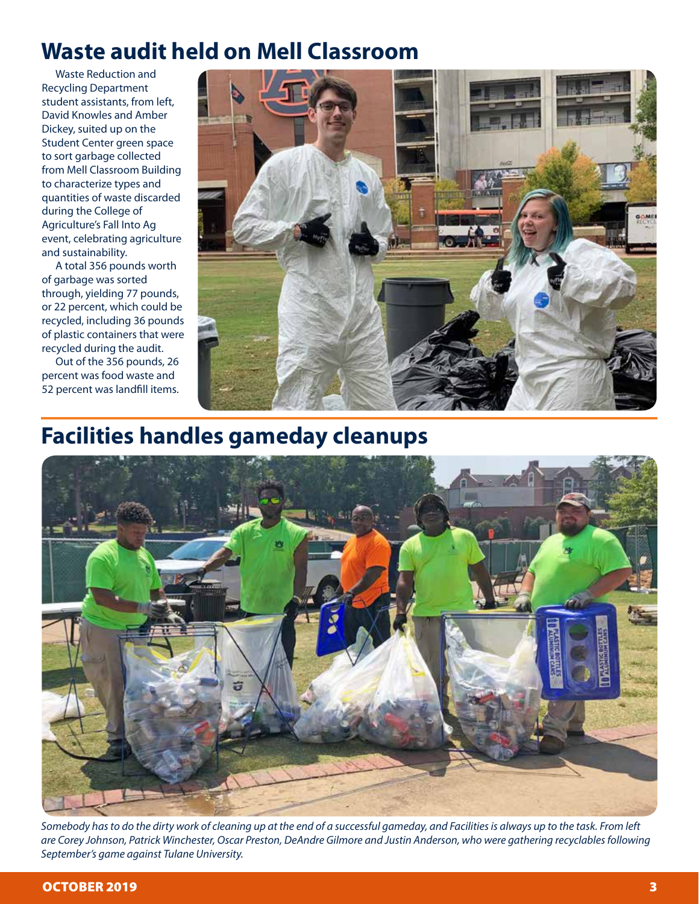## Waste audit held on Mell Classroom

Waste Reduction and Recycling Department student assistants, from left, David Knowles and Amber Dickey, suited up on the Student Center green space to sort garbage collected from Mell Classroom Building to characterize types and quantities of waste discarded during the College of Agriculture's Fall Into Ag event, celebrating agriculture and sustainability.

A total 356 pounds worth of garbage was sorted through, yielding 77 pounds, or 22 percent, which could be recycled, including 36 pounds of plastic containers that were recycled during the audit.

Out of the 356 pounds, 26 percent was food waste and 52 percent was landfill items.

## Facilities handles gameday cleanups

*Somebody has to do the dirty work of cleaning up at the end of a successful gameday, and Facilities is always up to the task. From left are Corey Johnson, Patrick Winchester, Oscar Preston, DeAndre Gilmore and Justin Anderson, who were gathering recyclables following September's game against Tulane University.*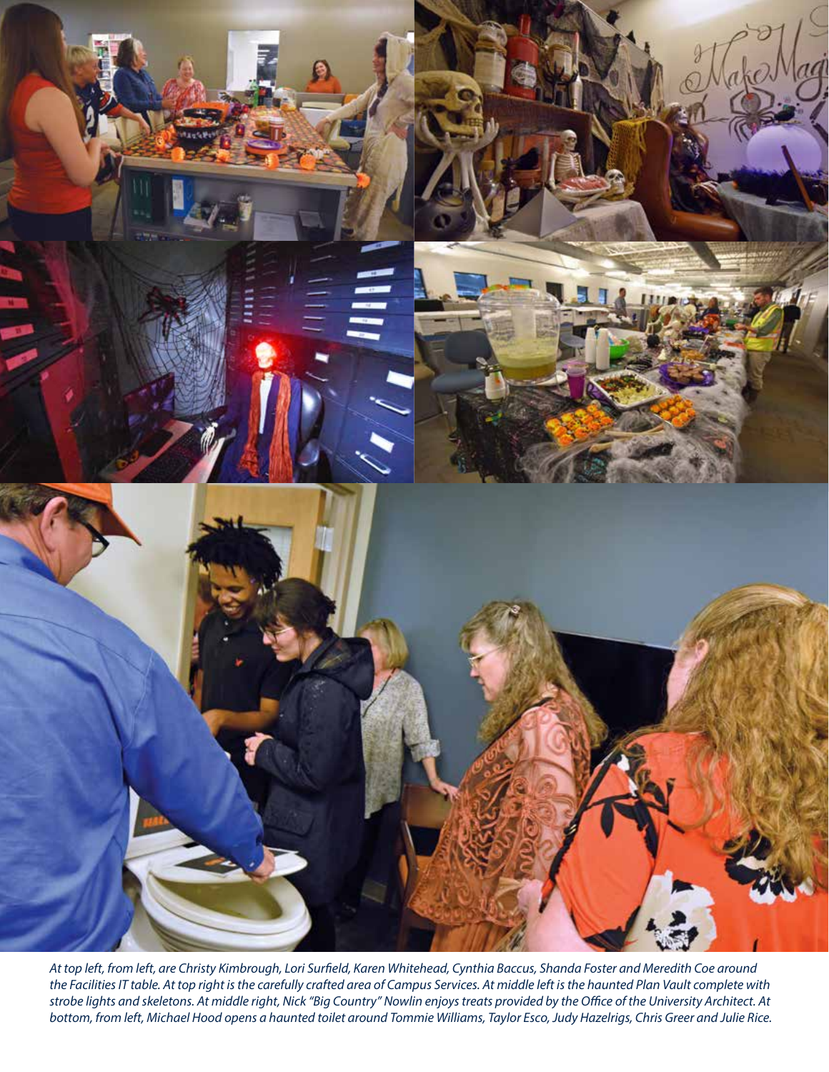*At top left, from left, are Christy Kimbrough, Lori Surfield, Karen Whitehead, Cynthia Baccus, Shanda Foster and Meredith Coe around the Facilities IT table. At top right is the carefully crafted area of Campus Services. At middle left is the haunted Plan Vault complete with strobe lights and skeletons. At middle right, Nick "Big Country" Nowlin enjoys treats provided by the Office of the University Architect. At bottom, from left, Michael Hood opens a haunted toilet around Tommie Williams, Taylor Esco, Judy Hazelrigs, Chris Greer and Julie Rice.*